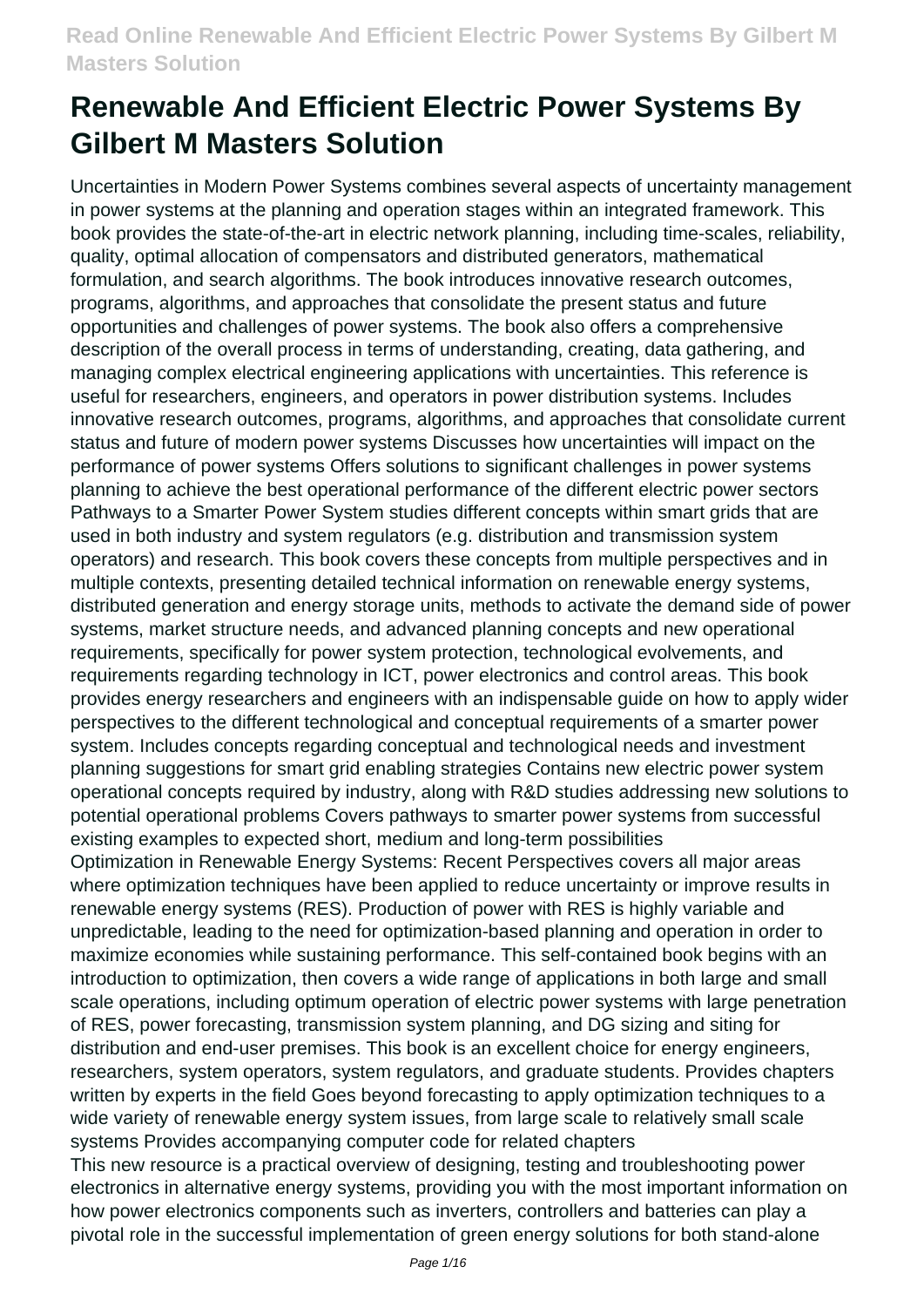# Renewable And Efficient Electric Power Systems By Gilbert M Masters Solution

Uncertainties in Modern Power Systems combines several aspects of uncertainty management in power systems at the planning and operation stages within an integrated framework. This book provides the state-of-the-art in electric network planning, including time-scales, reliability, quality, optimal allocation of compensators and distributed generators, mathematical formulation, and search algorithms. The book introduces innovative research outcomes, programs, algorithms, and approaches that consolidate the present status and future opportunities and challenges of power systems. The book also offers a comprehensive description of the overall process in terms of understanding, creating, data gathering, and managing complex electrical engineering applications with uncertainties. This reference is useful for researchers, engineers, and operators in power distribution systems. Includes innovative research outcomes, programs, algorithms, and approaches that consolidate current status and future of modern power systems Discusses how uncertainties will impact on the performance of power systems Offers solutions to significant challenges in power systems planning to achieve the best operational performance of the different electric power sectors

Pathways to a Smarter Power System studies different concepts within smart grids that are used in both industry and system regulators (e.g. distribution and transmission system operators) and research. This book covers these concepts from multiple perspectives and in multiple contexts, presenting detailed technical information on renewable energy systems, distributed generation and energy storage units, methods to activate the demand side of power systems, market structure needs, and advanced planning concepts and new operational requirements, specifically for power system protection, technological evolvements, and requirements regarding technology in ICT, power electronics and control areas. This book provides energy researchers and engineers with an indispensable guide on how to apply wider perspectives to the different technological and conceptual requirements of a smarter power system. Includes concepts regarding conceptual and technological needs and investment planning suggestions for smart grid enabling strategies Contains new electric power system operational concepts required by industry, along with R&D studies addressing new solutions to potential operational problems Covers pathways to smarter power systems from successful existing examples to expected short, medium and long-term possibilities

Optimization in Renewable Energy Systems: Recent Perspectives covers all major areas where optimization techniques have been applied to reduce uncertainty or improve results in renewable energy systems (RES). Production of power with RES is highly variable and unpredictable, leading to the need for optimization-based planning and operation in order to maximize economies while sustaining performance. This self-contained book begins with an introduction to optimization, then covers a wide range of applications in both large and small scale operations, including optimum operation of electric power systems with large penetration of RES, power forecasting, transmission system planning, and DG sizing and siting for distribution and end-user premises. This book is an excellent choice for energy engineers, researchers, system operators, system regulators, and graduate students. Provides chapters written by experts in the field Goes beyond forecasting to apply optimization techniques to a wide variety of renewable energy system issues, from large scale to relatively small scale systems Provides accompanying computer code for related chapters

This new resource is a practical overview of designing, testing and troubleshooting power electronics in alternative energy systems, providing you with the most important information on how power electronics components such as inverters, controllers and batteries can play a pivotal role in the successful implementation of green energy solutions for both stand-alone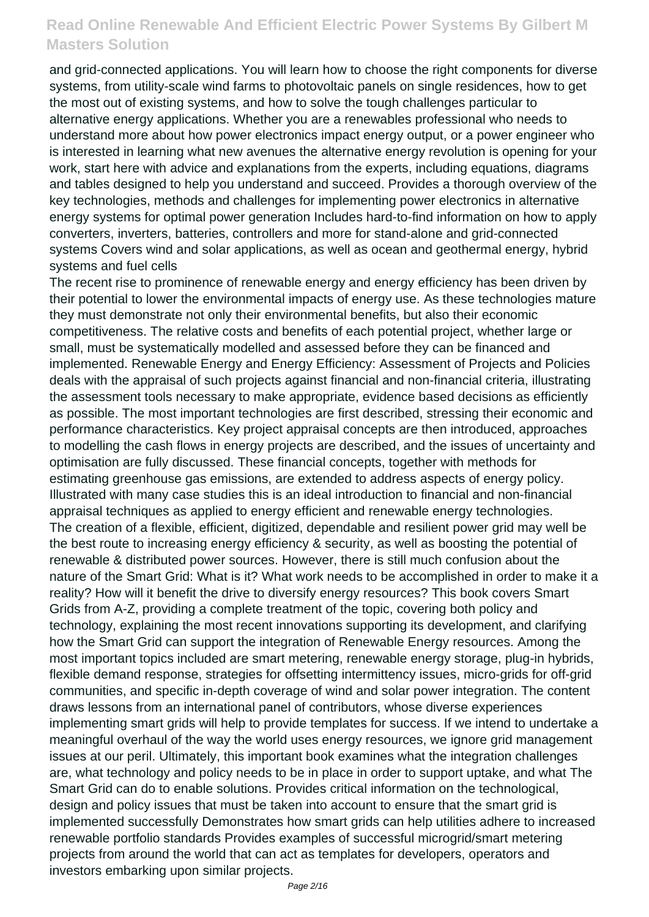and grid-connected applications. You will learn how to choose the right components for diverse systems, from utility-scale wind farms to photovoltaic panels on single residences, how to get the most out of existing systems, and how to solve the tough challenges particular to alternative energy applications. Whether you are a renewables professional who needs to understand more about how power electronics impact energy output, or a power engineer who is interested in learning what new avenues the alternative energy revolution is opening for your work, start here with advice and explanations from the experts, including equations, diagrams and tables designed to help you understand and succeed. Provides a thorough overview of the key technologies, methods and challenges for implementing power electronics in alternative energy systems for optimal power generation Includes hard-to-find information on how to apply converters, inverters, batteries, controllers and more for stand-alone and grid-connected systems Covers wind and solar applications, as well as ocean and geothermal energy, hybrid systems and fuel cells

The recent rise to prominence of renewable energy and energy efficiency has been driven by their potential to lower the environmental impacts of energy use. As these technologies mature they must demonstrate not only their environmental benefits, but also their economic competitiveness. The relative costs and benefits of each potential project, whether large or small, must be systematically modelled and assessed before they can be financed and implemented. Renewable Energy and Energy Efficiency: Assessment of Projects and Policies deals with the appraisal of such projects against financial and non-financial criteria, illustrating the assessment tools necessary to make appropriate, evidence based decisions as efficiently as possible. The most important technologies are first described, stressing their economic and performance characteristics. Key project appraisal concepts are then introduced, approaches to modelling the cash flows in energy projects are described, and the issues of uncertainty and optimisation are fully discussed. These financial concepts, together with methods for estimating greenhouse gas emissions, are extended to address aspects of energy policy. Illustrated with many case studies this is an ideal introduction to financial and non-financial appraisal techniques as applied to energy efficient and renewable energy technologies.

The creation of a flexible, efficient, digitized, dependable and resilient power grid may well be the best route to increasing energy efficiency & security, as well as boosting the potential of renewable & distributed power sources. However, there is still much confusion about the nature of the Smart Grid: What is it? What work needs to be accomplished in order to make it a reality? How will it benefit the drive to diversify energy resources? This book covers Smart Grids from A-Z, providing a complete treatment of the topic, covering both policy and technology, explaining the most recent innovations supporting its development, and clarifying how the Smart Grid can support the integration of Renewable Energy resources. Among the most important topics included are smart metering, renewable energy storage, plug-in hybrids, flexible demand response, strategies for offsetting intermittency issues, micro-grids for off-grid communities, and specific in-depth coverage of wind and solar power integration. The content draws lessons from an international panel of contributors, whose diverse experiences implementing smart grids will help to provide templates for success. If we intend to undertake a meaningful overhaul of the way the world uses energy resources, we ignore grid management issues at our peril. Ultimately, this important book examines what the integration challenges are, what technology and policy needs to be in place in order to support uptake, and what The Smart Grid can do to enable solutions. Provides critical information on the technological, design and policy issues that must be taken into account to ensure that the smart grid is implemented successfully Demonstrates how smart grids can help utilities adhere to increased renewable portfolio standards Provides examples of successful microgrid/smart metering projects from around the world that can act as templates for developers, operators and investors embarking upon similar projects.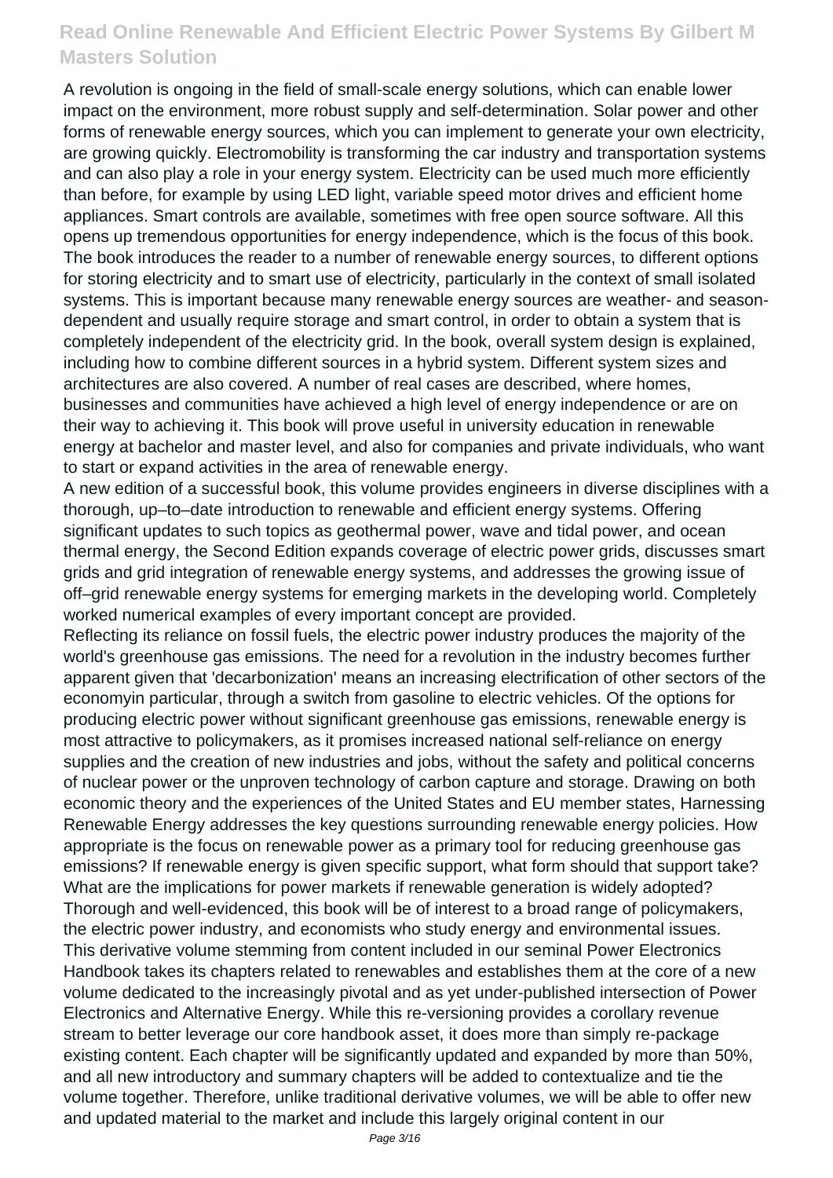A revolution is ongoing in the field of small-scale energy solutions, which can enable lower impact on the environment, more robust supply and self-determination. Solar power and other forms of renewable energy sources, which you can implement to generate your own electricity, are growing quickly. Electromobility is transforming the car industry and transportation systems and can also play a role in your energy system. Electricity can be used much more efficiently than before, for example by using LED light, variable speed motor drives and efficient home appliances. Smart controls are available, sometimes with free open source software. All this opens up tremendous opportunities for energy independence, which is the focus of this book. The book introduces the reader to a number of renewable energy sources, to different options for storing electricity and to smart use of electricity, particularly in the context of small isolated systems. This is important because many renewable energy sources are weather- and season-dependent and usually require storage and smart control, in order to obtain a system that is completely independent of the electricity grid. In the book, overall system design is explained, including how to combine different sources in a hybrid system. Different system sizes and architectures are also covered. A number of real cases are described, where homes, businesses and communities have achieved a high level of energy independence or are on their way to achieving it. This book will prove useful in university education in renewable energy at bachelor and master level, and also for companies and private individuals, who want to start or expand activities in the area of renewable energy.

A new edition of a successful book, this volume provides engineers in diverse disciplines with a thorough, up–to–date introduction to renewable and efficient energy systems. Offering significant updates to such topics as geothermal power, wave and tidal power, and ocean thermal energy, the Second Edition expands coverage of electric power grids, discusses smart grids and grid integration of renewable energy systems, and addresses the growing issue of off–grid renewable energy systems for emerging markets in the developing world. Completely worked numerical examples of every important concept are provided.

Reflecting its reliance on fossil fuels, the electric power industry produces the majority of the world's greenhouse gas emissions. The need for a revolution in the industry becomes further apparent given that 'decarbonization' means an increasing electrification of other sectors of the economyin particular, through a switch from gasoline to electric vehicles. Of the options for producing electric power without significant greenhouse gas emissions, renewable energy is most attractive to policymakers, as it promises increased national self-reliance on energy supplies and the creation of new industries and jobs, without the safety and political concerns of nuclear power or the unproven technology of carbon capture and storage. Drawing on both economic theory and the experiences of the United States and EU member states, Harnessing Renewable Energy addresses the key questions surrounding renewable energy policies. How appropriate is the focus on renewable power as a primary tool for reducing greenhouse gas emissions? If renewable energy is given specific support, what form should that support take? What are the implications for power markets if renewable generation is widely adopted? Thorough and well-evidenced, this book will be of interest to a broad range of policymakers, the electric power industry, and economists who study energy and environmental issues.

This derivative volume stemming from content included in our seminal Power Electronics Handbook takes its chapters related to renewables and establishes them at the core of a new volume dedicated to the increasingly pivotal and as yet under-published intersection of Power Electronics and Alternative Energy. While this re-versioning provides a corollary revenue stream to better leverage our core handbook asset, it does more than simply re-package existing content. Each chapter will be significantly updated and expanded by more than 50%, and all new introductory and summary chapters will be added to contextualize and tie the volume together. Therefore, unlike traditional derivative volumes, we will be able to offer new and updated material to the market and include this largely original content in our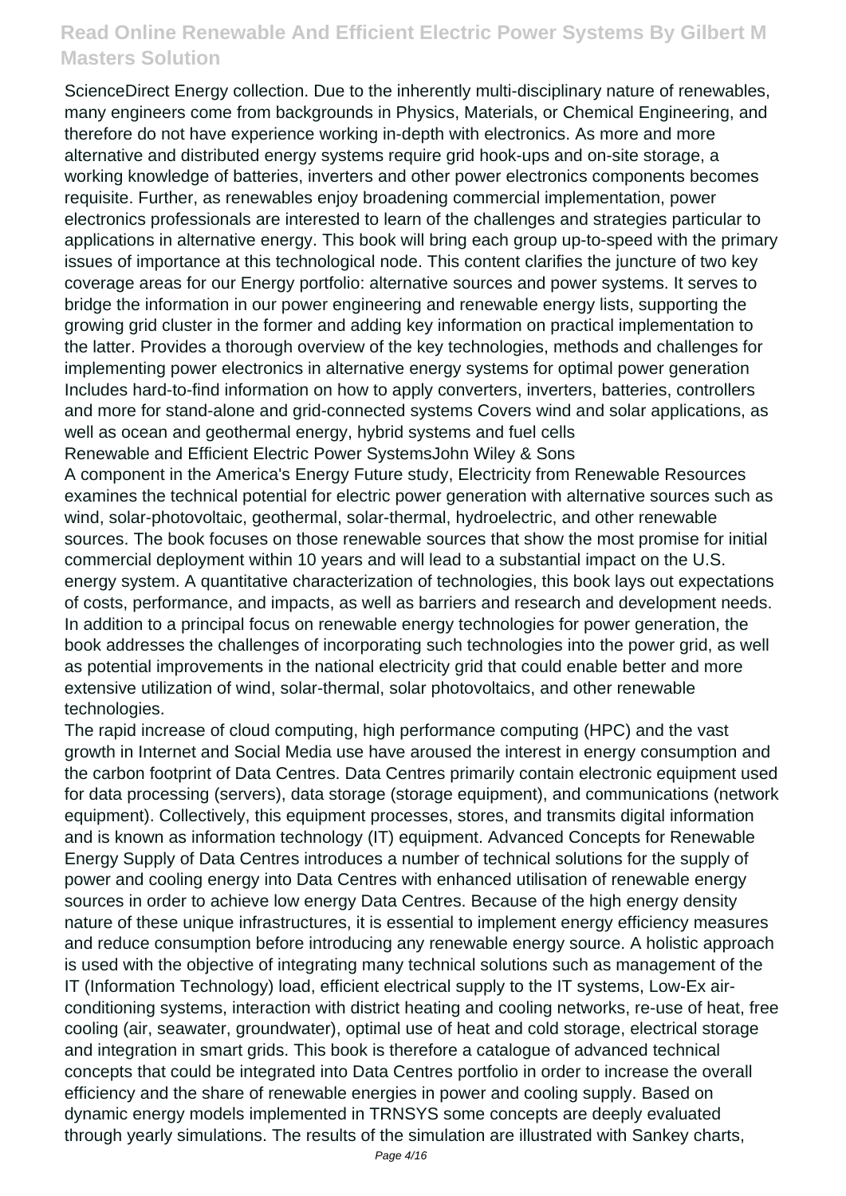ScienceDirect Energy collection. Due to the inherently multi-disciplinary nature of renewables, many engineers come from backgrounds in Physics, Materials, or Chemical Engineering, and therefore do not have experience working in-depth with electronics. As more and more alternative and distributed energy systems require grid hook-ups and on-site storage, a working knowledge of batteries, inverters and other power electronics components becomes requisite. Further, as renewables enjoy broadening commercial implementation, power electronics professionals are interested to learn of the challenges and strategies particular to applications in alternative energy. This book will bring each group up-to-speed with the primary issues of importance at this technological node. This content clarifies the juncture of two key coverage areas for our Energy portfolio: alternative sources and power systems. It serves to bridge the information in our power engineering and renewable energy lists, supporting the growing grid cluster in the former and adding key information on practical implementation to the latter. Provides a thorough overview of the key technologies, methods and challenges for implementing power electronics in alternative energy systems for optimal power generation Includes hard-to-find information on how to apply converters, inverters, batteries, controllers and more for stand-alone and grid-connected systems Covers wind and solar applications, as well as ocean and geothermal energy, hybrid systems and fuel cells

Renewable and Efficient Electric Power SystemsJohn Wiley & Sons

A component in the America's Energy Future study, Electricity from Renewable Resources examines the technical potential for electric power generation with alternative sources such as wind, solar-photovoltaic, geothermal, solar-thermal, hydroelectric, and other renewable sources. The book focuses on those renewable sources that show the most promise for initial commercial deployment within 10 years and will lead to a substantial impact on the U.S. energy system. A quantitative characterization of technologies, this book lays out expectations of costs, performance, and impacts, as well as barriers and research and development needs. In addition to a principal focus on renewable energy technologies for power generation, the book addresses the challenges of incorporating such technologies into the power grid, as well as potential improvements in the national electricity grid that could enable better and more extensive utilization of wind, solar-thermal, solar photovoltaics, and other renewable technologies.

The rapid increase of cloud computing, high performance computing (HPC) and the vast growth in Internet and Social Media use have aroused the interest in energy consumption and the carbon footprint of Data Centres. Data Centres primarily contain electronic equipment used for data processing (servers), data storage (storage equipment), and communications (network equipment). Collectively, this equipment processes, stores, and transmits digital information and is known as information technology (IT) equipment. Advanced Concepts for Renewable Energy Supply of Data Centres introduces a number of technical solutions for the supply of power and cooling energy into Data Centres with enhanced utilisation of renewable energy sources in order to achieve low energy Data Centres. Because of the high energy density nature of these unique infrastructures, it is essential to implement energy efficiency measures and reduce consumption before introducing any renewable energy source. A holistic approach is used with the objective of integrating many technical solutions such as management of the IT (Information Technology) load, efficient electrical supply to the IT systems, Low-Ex air-conditioning systems, interaction with district heating and cooling networks, re-use of heat, free cooling (air, seawater, groundwater), optimal use of heat and cold storage, electrical storage and integration in smart grids. This book is therefore a catalogue of advanced technical concepts that could be integrated into Data Centres portfolio in order to increase the overall efficiency and the share of renewable energies in power and cooling supply. Based on dynamic energy models implemented in TRNSYS some concepts are deeply evaluated through yearly simulations. The results of the simulation are illustrated with Sankey charts,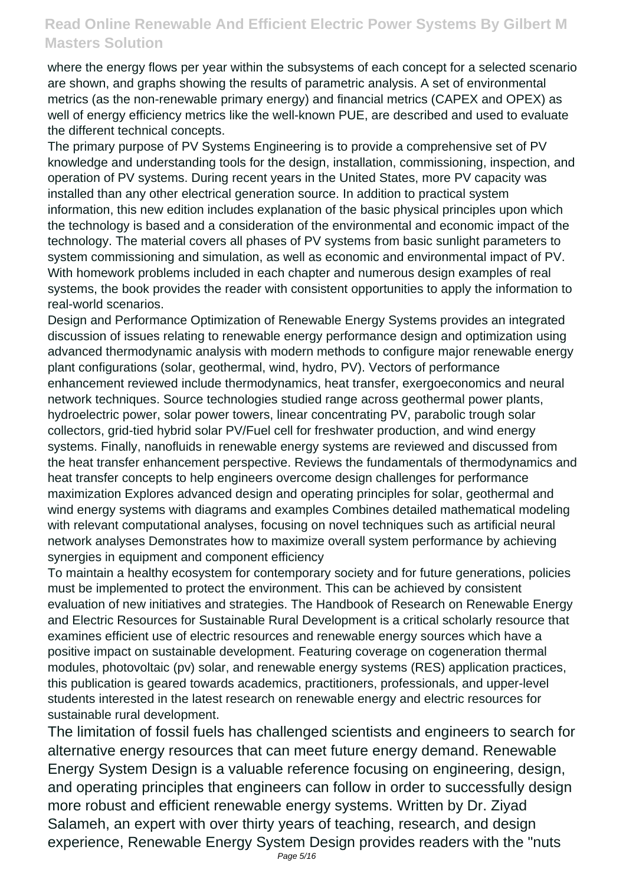where the energy flows per year within the subsystems of each concept for a selected scenario are shown, and graphs showing the results of parametric analysis. A set of environmental metrics (as the non-renewable primary energy) and financial metrics (CAPEX and OPEX) as well of energy efficiency metrics like the well-known PUE, are described and used to evaluate the different technical concepts.

The primary purpose of PV Systems Engineering is to provide a comprehensive set of PV knowledge and understanding tools for the design, installation, commissioning, inspection, and operation of PV systems. During recent years in the United States, more PV capacity was installed than any other electrical generation source. In addition to practical system information, this new edition includes explanation of the basic physical principles upon which the technology is based and a consideration of the environmental and economic impact of the technology. The material covers all phases of PV systems from basic sunlight parameters to system commissioning and simulation, as well as economic and environmental impact of PV. With homework problems included in each chapter and numerous design examples of real systems, the book provides the reader with consistent opportunities to apply the information to real-world scenarios.

Design and Performance Optimization of Renewable Energy Systems provides an integrated discussion of issues relating to renewable energy performance design and optimization using advanced thermodynamic analysis with modern methods to configure major renewable energy plant configurations (solar, geothermal, wind, hydro, PV). Vectors of performance enhancement reviewed include thermodynamics, heat transfer, exergoeconomics and neural network techniques. Source technologies studied range across geothermal power plants, hydroelectric power, solar power towers, linear concentrating PV, parabolic trough solar collectors, grid-tied hybrid solar PV/Fuel cell for freshwater production, and wind energy systems. Finally, nanofluids in renewable energy systems are reviewed and discussed from the heat transfer enhancement perspective. Reviews the fundamentals of thermodynamics and heat transfer concepts to help engineers overcome design challenges for performance maximization Explores advanced design and operating principles for solar, geothermal and wind energy systems with diagrams and examples Combines detailed mathematical modeling with relevant computational analyses, focusing on novel techniques such as artificial neural network analyses Demonstrates how to maximize overall system performance by achieving synergies in equipment and component efficiency

To maintain a healthy ecosystem for contemporary society and for future generations, policies must be implemented to protect the environment. This can be achieved by consistent evaluation of new initiatives and strategies. The Handbook of Research on Renewable Energy and Electric Resources for Sustainable Rural Development is a critical scholarly resource that examines efficient use of electric resources and renewable energy sources which have a positive impact on sustainable development. Featuring coverage on cogeneration thermal modules, photovoltaic (pv) solar, and renewable energy systems (RES) application practices, this publication is geared towards academics, practitioners, professionals, and upper-level students interested in the latest research on renewable energy and electric resources for sustainable rural development.

The limitation of fossil fuels has challenged scientists and engineers to search for alternative energy resources that can meet future energy demand. Renewable Energy System Design is a valuable reference focusing on engineering, design, and operating principles that engineers can follow in order to successfully design more robust and efficient renewable energy systems. Written by Dr. Ziyad Salameh, an expert with over thirty years of teaching, research, and design experience, Renewable Energy System Design provides readers with the "nuts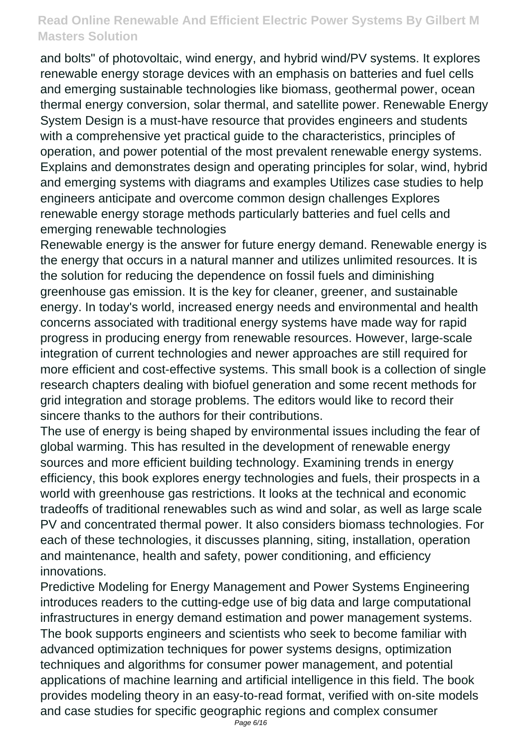and bolts" of photovoltaic, wind energy, and hybrid wind/PV systems. It explores renewable energy storage devices with an emphasis on batteries and fuel cells and emerging sustainable technologies like biomass, geothermal power, ocean thermal energy conversion, solar thermal, and satellite power. Renewable Energy System Design is a must-have resource that provides engineers and students with a comprehensive yet practical guide to the characteristics, principles of operation, and power potential of the most prevalent renewable energy systems. Explains and demonstrates design and operating principles for solar, wind, hybrid and emerging systems with diagrams and examples Utilizes case studies to help engineers anticipate and overcome common design challenges Explores renewable energy storage methods particularly batteries and fuel cells and emerging renewable technologies

Renewable energy is the answer for future energy demand. Renewable energy is the energy that occurs in a natural manner and utilizes unlimited resources. It is the solution for reducing the dependence on fossil fuels and diminishing greenhouse gas emission. It is the key for cleaner, greener, and sustainable energy. In today's world, increased energy needs and environmental and health concerns associated with traditional energy systems have made way for rapid progress in producing energy from renewable resources. However, large-scale integration of current technologies and newer approaches are still required for more efficient and cost-effective systems. This small book is a collection of single research chapters dealing with biofuel generation and some recent methods for grid integration and storage problems. The editors would like to record their sincere thanks to the authors for their contributions.

The use of energy is being shaped by environmental issues including the fear of global warming. This has resulted in the development of renewable energy sources and more efficient building technology. Examining trends in energy efficiency, this book explores energy technologies and fuels, their prospects in a world with greenhouse gas restrictions. It looks at the technical and economic tradeoffs of traditional renewables such as wind and solar, as well as large scale PV and concentrated thermal power. It also considers biomass technologies. For each of these technologies, it discusses planning, siting, installation, operation and maintenance, health and safety, power conditioning, and efficiency innovations.

Predictive Modeling for Energy Management and Power Systems Engineering introduces readers to the cutting-edge use of big data and large computational infrastructures in energy demand estimation and power management systems. The book supports engineers and scientists who seek to become familiar with advanced optimization techniques for power systems designs, optimization techniques and algorithms for consumer power management, and potential applications of machine learning and artificial intelligence in this field. The book provides modeling theory in an easy-to-read format, verified with on-site models and case studies for specific geographic regions and complex consumer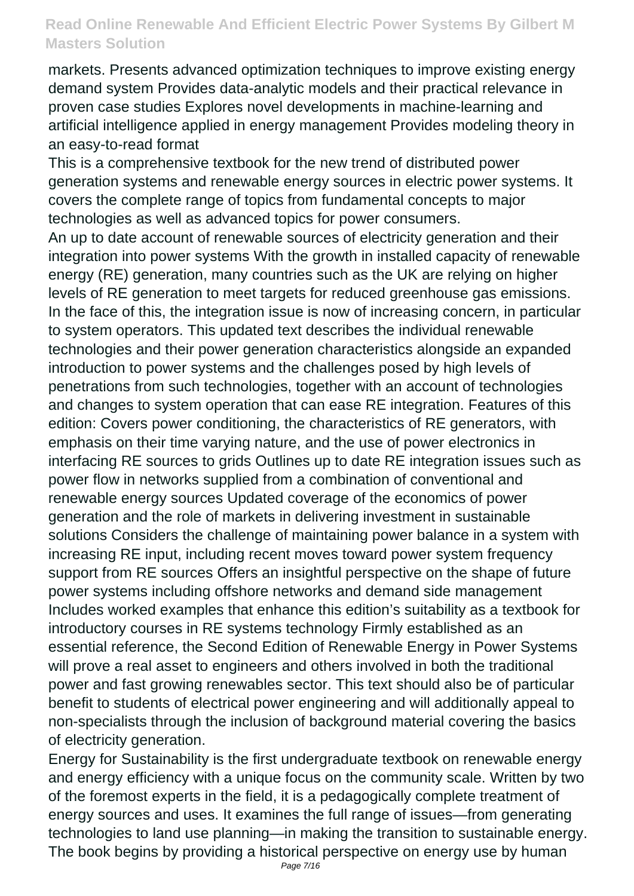markets. Presents advanced optimization techniques to improve existing energy demand system Provides data-analytic models and their practical relevance in proven case studies Explores novel developments in machine-learning and artificial intelligence applied in energy management Provides modeling theory in an easy-to-read format

This is a comprehensive textbook for the new trend of distributed power generation systems and renewable energy sources in electric power systems. It covers the complete range of topics from fundamental concepts to major technologies as well as advanced topics for power consumers.

An up to date account of renewable sources of electricity generation and their integration into power systems With the growth in installed capacity of renewable energy (RE) generation, many countries such as the UK are relying on higher levels of RE generation to meet targets for reduced greenhouse gas emissions. In the face of this, the integration issue is now of increasing concern, in particular to system operators. This updated text describes the individual renewable technologies and their power generation characteristics alongside an expanded introduction to power systems and the challenges posed by high levels of penetrations from such technologies, together with an account of technologies and changes to system operation that can ease RE integration. Features of this edition: Covers power conditioning, the characteristics of RE generators, with emphasis on their time varying nature, and the use of power electronics in interfacing RE sources to grids Outlines up to date RE integration issues such as power flow in networks supplied from a combination of conventional and renewable energy sources Updated coverage of the economics of power generation and the role of markets in delivering investment in sustainable solutions Considers the challenge of maintaining power balance in a system with increasing RE input, including recent moves toward power system frequency support from RE sources Offers an insightful perspective on the shape of future power systems including offshore networks and demand side management Includes worked examples that enhance this edition's suitability as a textbook for introductory courses in RE systems technology Firmly established as an essential reference, the Second Edition of Renewable Energy in Power Systems will prove a real asset to engineers and others involved in both the traditional power and fast growing renewables sector. This text should also be of particular benefit to students of electrical power engineering and will additionally appeal to non-specialists through the inclusion of background material covering the basics of electricity generation.

Energy for Sustainability is the first undergraduate textbook on renewable energy and energy efficiency with a unique focus on the community scale. Written by two of the foremost experts in the field, it is a pedagogically complete treatment of energy sources and uses. It examines the full range of issues—from generating technologies to land use planning—in making the transition to sustainable energy. The book begins by providing a historical perspective on energy use by human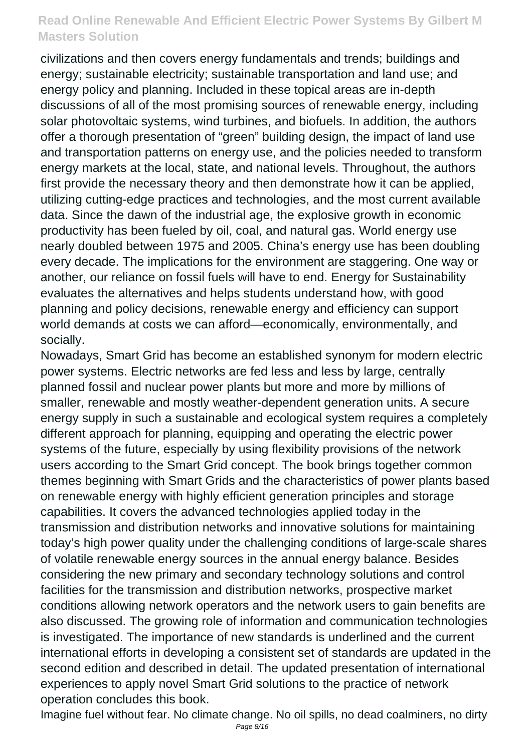civilizations and then covers energy fundamentals and trends; buildings and energy; sustainable electricity; sustainable transportation and land use; and energy policy and planning. Included in these topical areas are in-depth discussions of all of the most promising sources of renewable energy, including solar photovoltaic systems, wind turbines, and biofuels. In addition, the authors offer a thorough presentation of "green" building design, the impact of land use and transportation patterns on energy use, and the policies needed to transform energy markets at the local, state, and national levels. Throughout, the authors first provide the necessary theory and then demonstrate how it can be applied, utilizing cutting-edge practices and technologies, and the most current available data. Since the dawn of the industrial age, the explosive growth in economic productivity has been fueled by oil, coal, and natural gas. World energy use nearly doubled between 1975 and 2005. China's energy use has been doubling every decade. The implications for the environment are staggering. One way or another, our reliance on fossil fuels will have to end. Energy for Sustainability evaluates the alternatives and helps students understand how, with good planning and policy decisions, renewable energy and efficiency can support world demands at costs we can afford—economically, environmentally, and socially.

Nowadays, Smart Grid has become an established synonym for modern electric power systems. Electric networks are fed less and less by large, centrally planned fossil and nuclear power plants but more and more by millions of smaller, renewable and mostly weather-dependent generation units. A secure energy supply in such a sustainable and ecological system requires a completely different approach for planning, equipping and operating the electric power systems of the future, especially by using flexibility provisions of the network users according to the Smart Grid concept. The book brings together common themes beginning with Smart Grids and the characteristics of power plants based on renewable energy with highly efficient generation principles and storage capabilities. It covers the advanced technologies applied today in the transmission and distribution networks and innovative solutions for maintaining today's high power quality under the challenging conditions of large-scale shares of volatile renewable energy sources in the annual energy balance. Besides considering the new primary and secondary technology solutions and control facilities for the transmission and distribution networks, prospective market conditions allowing network operators and the network users to gain benefits are also discussed. The growing role of information and communication technologies is investigated. The importance of new standards is underlined and the current international efforts in developing a consistent set of standards are updated in the second edition and described in detail. The updated presentation of international experiences to apply novel Smart Grid solutions to the practice of network operation concludes this book.

Imagine fuel without fear. No climate change. No oil spills, no dead coalminers, no dirty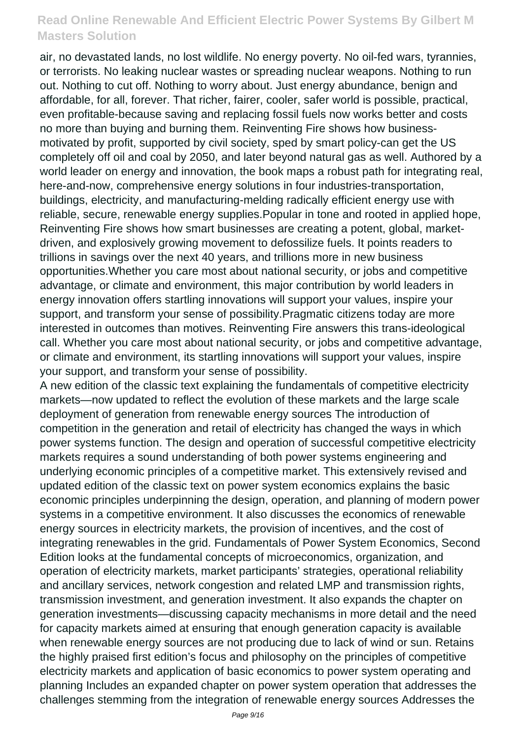air, no devastated lands, no lost wildlife. No energy poverty. No oil-fed wars, tyrannies, or terrorists. No leaking nuclear wastes or spreading nuclear weapons. Nothing to run out. Nothing to cut off. Nothing to worry about. Just energy abundance, benign and affordable, for all, forever. That richer, fairer, cooler, safer world is possible, practical, even profitable-because saving and replacing fossil fuels now works better and costs no more than buying and burning them. Reinventing Fire shows how business-motivated by profit, supported by civil society, sped by smart policy-can get the US completely off oil and coal by 2050, and later beyond natural gas as well. Authored by a world leader on energy and innovation, the book maps a robust path for integrating real, here-and-now, comprehensive energy solutions in four industries-transportation, buildings, electricity, and manufacturing-melding radically efficient energy use with reliable, secure, renewable energy supplies.Popular in tone and rooted in applied hope, Reinventing Fire shows how smart businesses are creating a potent, global, market-driven, and explosively growing movement to defossilize fuels. It points readers to trillions in savings over the next 40 years, and trillions more in new business opportunities.Whether you care most about national security, or jobs and competitive advantage, or climate and environment, this major contribution by world leaders in energy innovation offers startling innovations will support your values, inspire your support, and transform your sense of possibility.Pragmatic citizens today are more interested in outcomes than motives. Reinventing Fire answers this trans-ideological call. Whether you care most about national security, or jobs and competitive advantage, or climate and environment, its startling innovations will support your values, inspire your support, and transform your sense of possibility.

A new edition of the classic text explaining the fundamentals of competitive electricity markets—now updated to reflect the evolution of these markets and the large scale deployment of generation from renewable energy sources The introduction of competition in the generation and retail of electricity has changed the ways in which power systems function. The design and operation of successful competitive electricity markets requires a sound understanding of both power systems engineering and underlying economic principles of a competitive market. This extensively revised and updated edition of the classic text on power system economics explains the basic economic principles underpinning the design, operation, and planning of modern power systems in a competitive environment. It also discusses the economics of renewable energy sources in electricity markets, the provision of incentives, and the cost of integrating renewables in the grid. Fundamentals of Power System Economics, Second Edition looks at the fundamental concepts of microeconomics, organization, and operation of electricity markets, market participants' strategies, operational reliability and ancillary services, network congestion and related LMP and transmission rights, transmission investment, and generation investment. It also expands the chapter on generation investments—discussing capacity mechanisms in more detail and the need for capacity markets aimed at ensuring that enough generation capacity is available when renewable energy sources are not producing due to lack of wind or sun. Retains the highly praised first edition's focus and philosophy on the principles of competitive electricity markets and application of basic economics to power system operating and planning Includes an expanded chapter on power system operation that addresses the challenges stemming from the integration of renewable energy sources Addresses the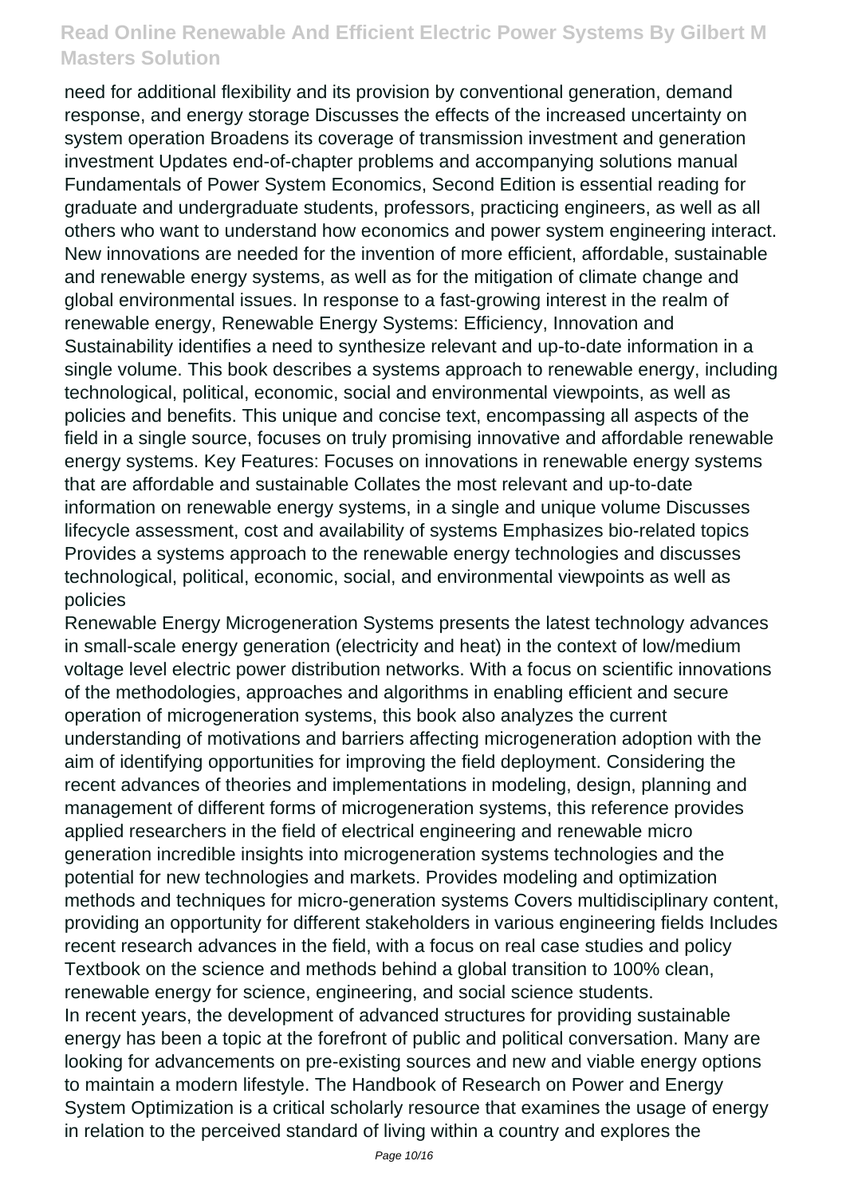need for additional flexibility and its provision by conventional generation, demand response, and energy storage Discusses the effects of the increased uncertainty on system operation Broadens its coverage of transmission investment and generation investment Updates end-of-chapter problems and accompanying solutions manual Fundamentals of Power System Economics, Second Edition is essential reading for graduate and undergraduate students, professors, practicing engineers, as well as all others who want to understand how economics and power system engineering interact. New innovations are needed for the invention of more efficient, affordable, sustainable and renewable energy systems, as well as for the mitigation of climate change and global environmental issues. In response to a fast-growing interest in the realm of renewable energy, Renewable Energy Systems: Efficiency, Innovation and Sustainability identifies a need to synthesize relevant and up-to-date information in a single volume. This book describes a systems approach to renewable energy, including technological, political, economic, social and environmental viewpoints, as well as policies and benefits. This unique and concise text, encompassing all aspects of the field in a single source, focuses on truly promising innovative and affordable renewable energy systems. Key Features: Focuses on innovations in renewable energy systems that are affordable and sustainable Collates the most relevant and up-to-date information on renewable energy systems, in a single and unique volume Discusses lifecycle assessment, cost and availability of systems Emphasizes bio-related topics Provides a systems approach to the renewable energy technologies and discusses technological, political, economic, social, and environmental viewpoints as well as policies

Renewable Energy Microgeneration Systems presents the latest technology advances in small-scale energy generation (electricity and heat) in the context of low/medium voltage level electric power distribution networks. With a focus on scientific innovations of the methodologies, approaches and algorithms in enabling efficient and secure operation of microgeneration systems, this book also analyzes the current understanding of motivations and barriers affecting microgeneration adoption with the aim of identifying opportunities for improving the field deployment. Considering the recent advances of theories and implementations in modeling, design, planning and management of different forms of microgeneration systems, this reference provides applied researchers in the field of electrical engineering and renewable micro generation incredible insights into microgeneration systems technologies and the potential for new technologies and markets. Provides modeling and optimization methods and techniques for micro-generation systems Covers multidisciplinary content, providing an opportunity for different stakeholders in various engineering fields Includes recent research advances in the field, with a focus on real case studies and policy

Textbook on the science and methods behind a global transition to 100% clean, renewable energy for science, engineering, and social science students.

In recent years, the development of advanced structures for providing sustainable energy has been a topic at the forefront of public and political conversation. Many are looking for advancements on pre-existing sources and new and viable energy options to maintain a modern lifestyle. The Handbook of Research on Power and Energy System Optimization is a critical scholarly resource that examines the usage of energy in relation to the perceived standard of living within a country and explores the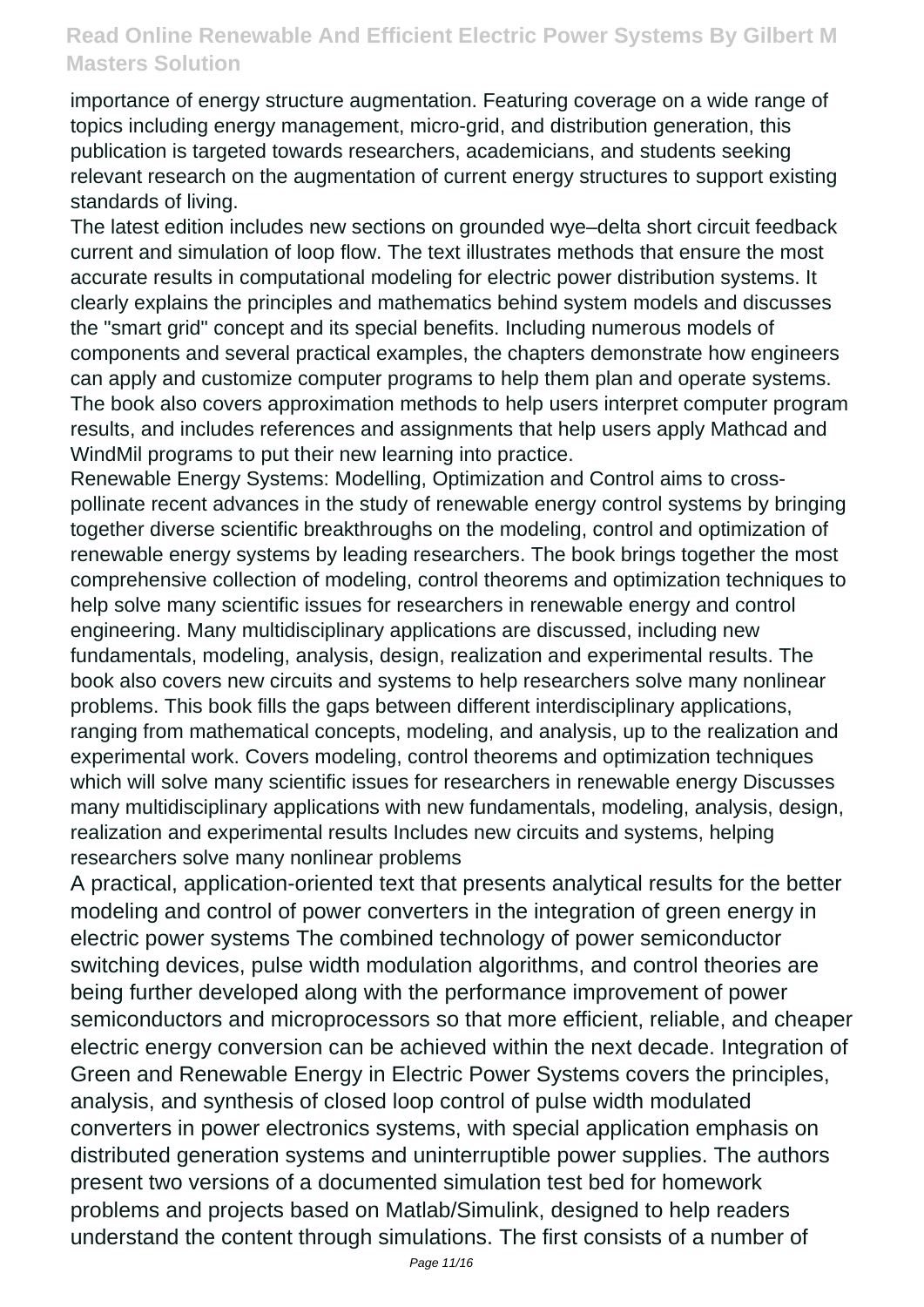importance of energy structure augmentation. Featuring coverage on a wide range of topics including energy management, micro-grid, and distribution generation, this publication is targeted towards researchers, academicians, and students seeking relevant research on the augmentation of current energy structures to support existing standards of living.

The latest edition includes new sections on grounded wye–delta short circuit feedback current and simulation of loop flow. The text illustrates methods that ensure the most accurate results in computational modeling for electric power distribution systems. It clearly explains the principles and mathematics behind system models and discusses the "smart grid" concept and its special benefits. Including numerous models of components and several practical examples, the chapters demonstrate how engineers can apply and customize computer programs to help them plan and operate systems. The book also covers approximation methods to help users interpret computer program results, and includes references and assignments that help users apply Mathcad and WindMil programs to put their new learning into practice.

Renewable Energy Systems: Modelling, Optimization and Control aims to cross-pollinate recent advances in the study of renewable energy control systems by bringing together diverse scientific breakthroughs on the modeling, control and optimization of renewable energy systems by leading researchers. The book brings together the most comprehensive collection of modeling, control theorems and optimization techniques to help solve many scientific issues for researchers in renewable energy and control engineering. Many multidisciplinary applications are discussed, including new fundamentals, modeling, analysis, design, realization and experimental results. The book also covers new circuits and systems to help researchers solve many nonlinear problems. This book fills the gaps between different interdisciplinary applications, ranging from mathematical concepts, modeling, and analysis, up to the realization and experimental work. Covers modeling, control theorems and optimization techniques which will solve many scientific issues for researchers in renewable energy Discusses many multidisciplinary applications with new fundamentals, modeling, analysis, design, realization and experimental results Includes new circuits and systems, helping researchers solve many nonlinear problems

A practical, application-oriented text that presents analytical results for the better modeling and control of power converters in the integration of green energy in electric power systems The combined technology of power semiconductor switching devices, pulse width modulation algorithms, and control theories are being further developed along with the performance improvement of power semiconductors and microprocessors so that more efficient, reliable, and cheaper electric energy conversion can be achieved within the next decade. Integration of Green and Renewable Energy in Electric Power Systems covers the principles, analysis, and synthesis of closed loop control of pulse width modulated converters in power electronics systems, with special application emphasis on distributed generation systems and uninterruptible power supplies. The authors present two versions of a documented simulation test bed for homework problems and projects based on Matlab/Simulink, designed to help readers understand the content through simulations. The first consists of a number of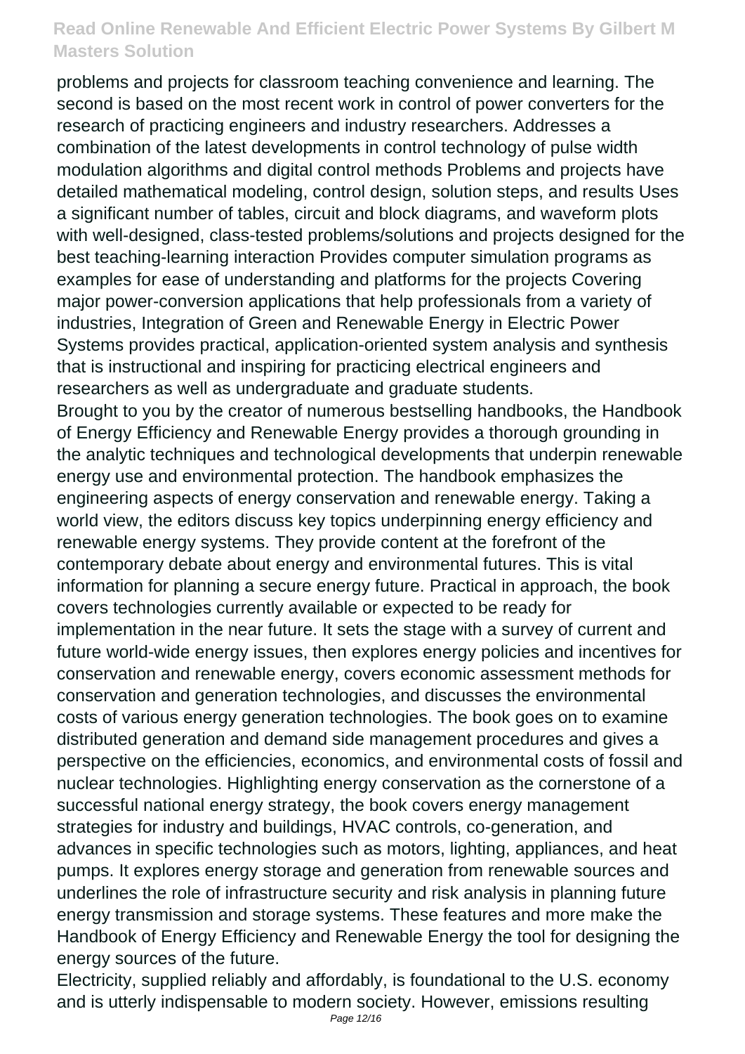problems and projects for classroom teaching convenience and learning. The second is based on the most recent work in control of power converters for the research of practicing engineers and industry researchers. Addresses a combination of the latest developments in control technology of pulse width modulation algorithms and digital control methods Problems and projects have detailed mathematical modeling, control design, solution steps, and results Uses a significant number of tables, circuit and block diagrams, and waveform plots with well-designed, class-tested problems/solutions and projects designed for the best teaching-learning interaction Provides computer simulation programs as examples for ease of understanding and platforms for the projects Covering major power-conversion applications that help professionals from a variety of industries, Integration of Green and Renewable Energy in Electric Power Systems provides practical, application-oriented system analysis and synthesis that is instructional and inspiring for practicing electrical engineers and researchers as well as undergraduate and graduate students.

Brought to you by the creator of numerous bestselling handbooks, the Handbook of Energy Efficiency and Renewable Energy provides a thorough grounding in the analytic techniques and technological developments that underpin renewable energy use and environmental protection. The handbook emphasizes the engineering aspects of energy conservation and renewable energy. Taking a world view, the editors discuss key topics underpinning energy efficiency and renewable energy systems. They provide content at the forefront of the contemporary debate about energy and environmental futures. This is vital information for planning a secure energy future. Practical in approach, the book covers technologies currently available or expected to be ready for implementation in the near future. It sets the stage with a survey of current and future world-wide energy issues, then explores energy policies and incentives for conservation and renewable energy, covers economic assessment methods for conservation and generation technologies, and discusses the environmental costs of various energy generation technologies. The book goes on to examine distributed generation and demand side management procedures and gives a perspective on the efficiencies, economics, and environmental costs of fossil and nuclear technologies. Highlighting energy conservation as the cornerstone of a successful national energy strategy, the book covers energy management strategies for industry and buildings, HVAC controls, co-generation, and advances in specific technologies such as motors, lighting, appliances, and heat pumps. It explores energy storage and generation from renewable sources and underlines the role of infrastructure security and risk analysis in planning future energy transmission and storage systems. These features and more make the Handbook of Energy Efficiency and Renewable Energy the tool for designing the energy sources of the future.

Electricity, supplied reliably and affordably, is foundational to the U.S. economy and is utterly indispensable to modern society. However, emissions resulting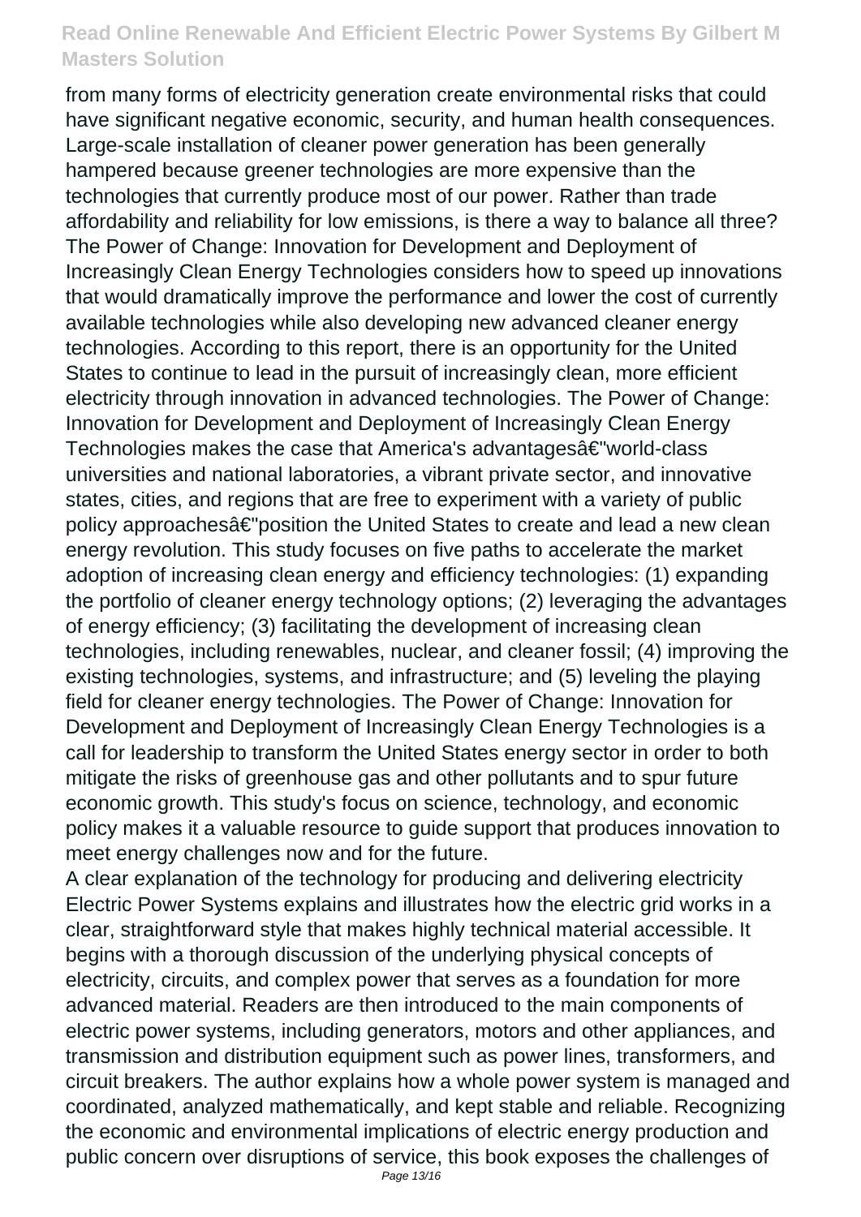from many forms of electricity generation create environmental risks that could have significant negative economic, security, and human health consequences. Large-scale installation of cleaner power generation has been generally hampered because greener technologies are more expensive than the technologies that currently produce most of our power. Rather than trade affordability and reliability for low emissions, is there a way to balance all three? The Power of Change: Innovation for Development and Deployment of Increasingly Clean Energy Technologies considers how to speed up innovations that would dramatically improve the performance and lower the cost of currently available technologies while also developing new advanced cleaner energy technologies. According to this report, there is an opportunity for the United States to continue to lead in the pursuit of increasingly clean, more efficient electricity through innovation in advanced technologies. The Power of Change: Innovation for Development and Deployment of Increasingly Clean Energy Technologies makes the case that America's advantagesâ€"world-class universities and national laboratories, a vibrant private sector, and innovative states, cities, and regions that are free to experiment with a variety of public policy approachesâ€"position the United States to create and lead a new clean energy revolution. This study focuses on five paths to accelerate the market adoption of increasing clean energy and efficiency technologies: (1) expanding the portfolio of cleaner energy technology options; (2) leveraging the advantages of energy efficiency; (3) facilitating the development of increasing clean technologies, including renewables, nuclear, and cleaner fossil; (4) improving the existing technologies, systems, and infrastructure; and (5) leveling the playing field for cleaner energy technologies. The Power of Change: Innovation for Development and Deployment of Increasingly Clean Energy Technologies is a call for leadership to transform the United States energy sector in order to both mitigate the risks of greenhouse gas and other pollutants and to spur future economic growth. This study's focus on science, technology, and economic policy makes it a valuable resource to guide support that produces innovation to meet energy challenges now and for the future.

A clear explanation of the technology for producing and delivering electricity Electric Power Systems explains and illustrates how the electric grid works in a clear, straightforward style that makes highly technical material accessible. It begins with a thorough discussion of the underlying physical concepts of electricity, circuits, and complex power that serves as a foundation for more advanced material. Readers are then introduced to the main components of electric power systems, including generators, motors and other appliances, and transmission and distribution equipment such as power lines, transformers, and circuit breakers. The author explains how a whole power system is managed and coordinated, analyzed mathematically, and kept stable and reliable. Recognizing the economic and environmental implications of electric energy production and public concern over disruptions of service, this book exposes the challenges of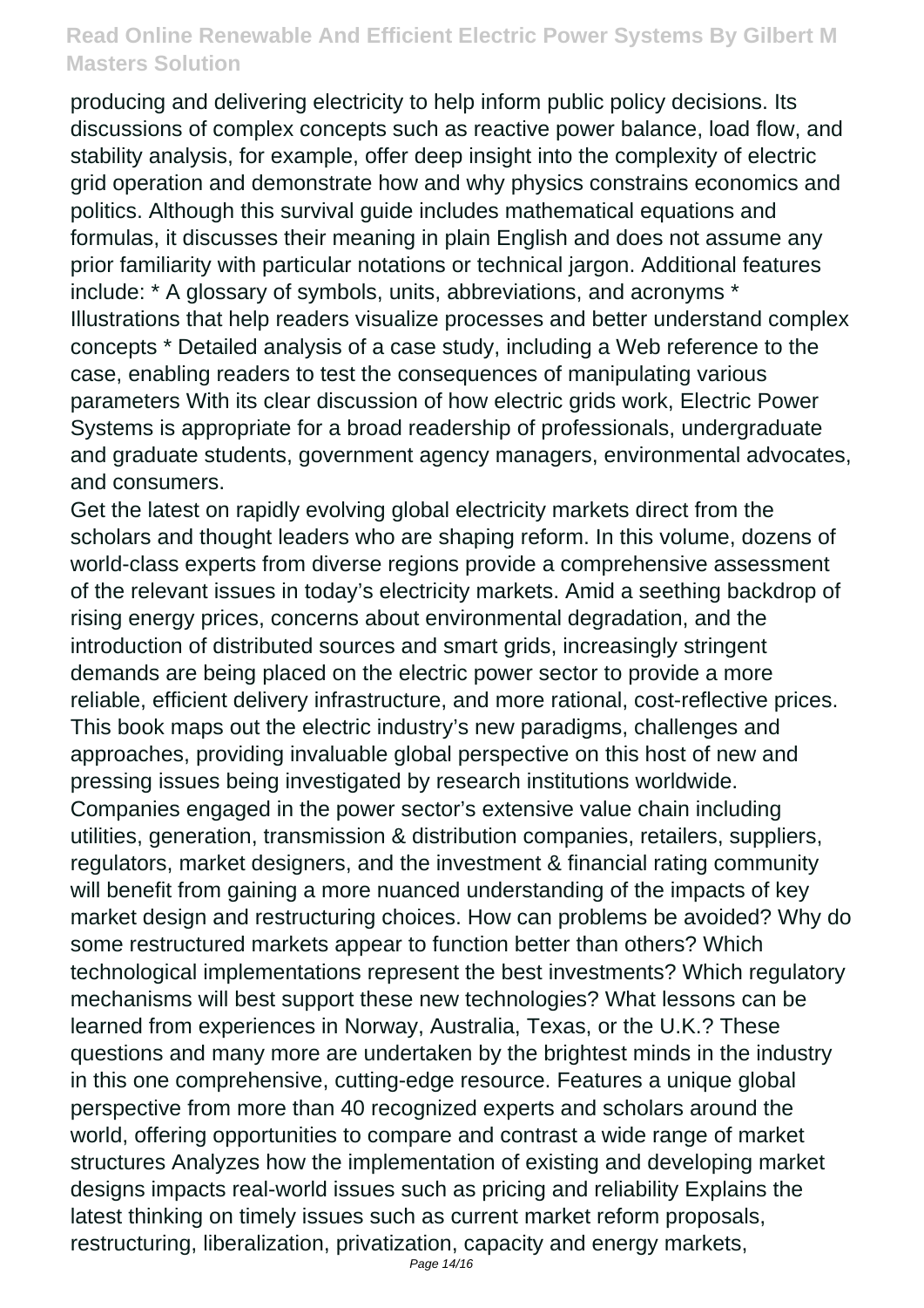producing and delivering electricity to help inform public policy decisions. Its discussions of complex concepts such as reactive power balance, load flow, and stability analysis, for example, offer deep insight into the complexity of electric grid operation and demonstrate how and why physics constrains economics and politics. Although this survival guide includes mathematical equations and formulas, it discusses their meaning in plain English and does not assume any prior familiarity with particular notations or technical jargon. Additional features include: * A glossary of symbols, units, abbreviations, and acronyms * Illustrations that help readers visualize processes and better understand complex concepts * Detailed analysis of a case study, including a Web reference to the case, enabling readers to test the consequences of manipulating various parameters With its clear discussion of how electric grids work, Electric Power Systems is appropriate for a broad readership of professionals, undergraduate and graduate students, government agency managers, environmental advocates, and consumers.

Get the latest on rapidly evolving global electricity markets direct from the scholars and thought leaders who are shaping reform. In this volume, dozens of world-class experts from diverse regions provide a comprehensive assessment of the relevant issues in today's electricity markets. Amid a seething backdrop of rising energy prices, concerns about environmental degradation, and the introduction of distributed sources and smart grids, increasingly stringent demands are being placed on the electric power sector to provide a more reliable, efficient delivery infrastructure, and more rational, cost-reflective prices. This book maps out the electric industry's new paradigms, challenges and approaches, providing invaluable global perspective on this host of new and pressing issues being investigated by research institutions worldwide. Companies engaged in the power sector's extensive value chain including utilities, generation, transmission & distribution companies, retailers, suppliers, regulators, market designers, and the investment & financial rating community will benefit from gaining a more nuanced understanding of the impacts of key market design and restructuring choices. How can problems be avoided? Why do some restructured markets appear to function better than others? Which technological implementations represent the best investments? Which regulatory mechanisms will best support these new technologies? What lessons can be learned from experiences in Norway, Australia, Texas, or the U.K.? These questions and many more are undertaken by the brightest minds in the industry in this one comprehensive, cutting-edge resource. Features a unique global perspective from more than 40 recognized experts and scholars around the world, offering opportunities to compare and contrast a wide range of market structures Analyzes how the implementation of existing and developing market designs impacts real-world issues such as pricing and reliability Explains the latest thinking on timely issues such as current market reform proposals, restructuring, liberalization, privatization, capacity and energy markets,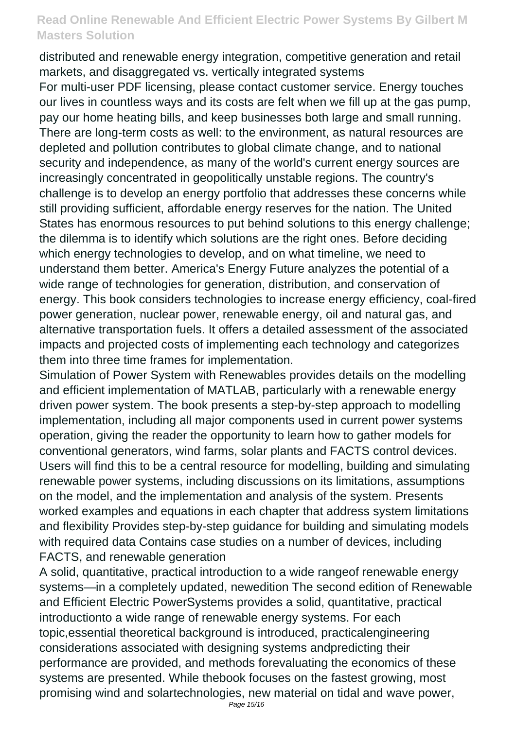distributed and renewable energy integration, competitive generation and retail markets, and disaggregated vs. vertically integrated systems

For multi-user PDF licensing, please contact customer service. Energy touches our lives in countless ways and its costs are felt when we fill up at the gas pump, pay our home heating bills, and keep businesses both large and small running. There are long-term costs as well: to the environment, as natural resources are depleted and pollution contributes to global climate change, and to national security and independence, as many of the world's current energy sources are increasingly concentrated in geopolitically unstable regions. The country's challenge is to develop an energy portfolio that addresses these concerns while still providing sufficient, affordable energy reserves for the nation. The United States has enormous resources to put behind solutions to this energy challenge; the dilemma is to identify which solutions are the right ones. Before deciding which energy technologies to develop, and on what timeline, we need to understand them better. America's Energy Future analyzes the potential of a wide range of technologies for generation, distribution, and conservation of energy. This book considers technologies to increase energy efficiency, coal-fired power generation, nuclear power, renewable energy, oil and natural gas, and alternative transportation fuels. It offers a detailed assessment of the associated impacts and projected costs of implementing each technology and categorizes them into three time frames for implementation.

Simulation of Power System with Renewables provides details on the modelling and efficient implementation of MATLAB, particularly with a renewable energy driven power system. The book presents a step-by-step approach to modelling implementation, including all major components used in current power systems operation, giving the reader the opportunity to learn how to gather models for conventional generators, wind farms, solar plants and FACTS control devices. Users will find this to be a central resource for modelling, building and simulating renewable power systems, including discussions on its limitations, assumptions on the model, and the implementation and analysis of the system. Presents worked examples and equations in each chapter that address system limitations and flexibility Provides step-by-step guidance for building and simulating models with required data Contains case studies on a number of devices, including FACTS, and renewable generation

A solid, quantitative, practical introduction to a wide rangeof renewable energy systems—in a completely updated, newedition The second edition of Renewable and Efficient Electric PowerSystems provides a solid, quantitative, practical introductionto a wide range of renewable energy systems. For each topic,essential theoretical background is introduced, practicalengineering considerations associated with designing systems andpredicting their performance are provided, and methods forevaluating the economics of these systems are presented. While thebook focuses on the fastest growing, most promising wind and solartechnologies, new material on tidal and wave power,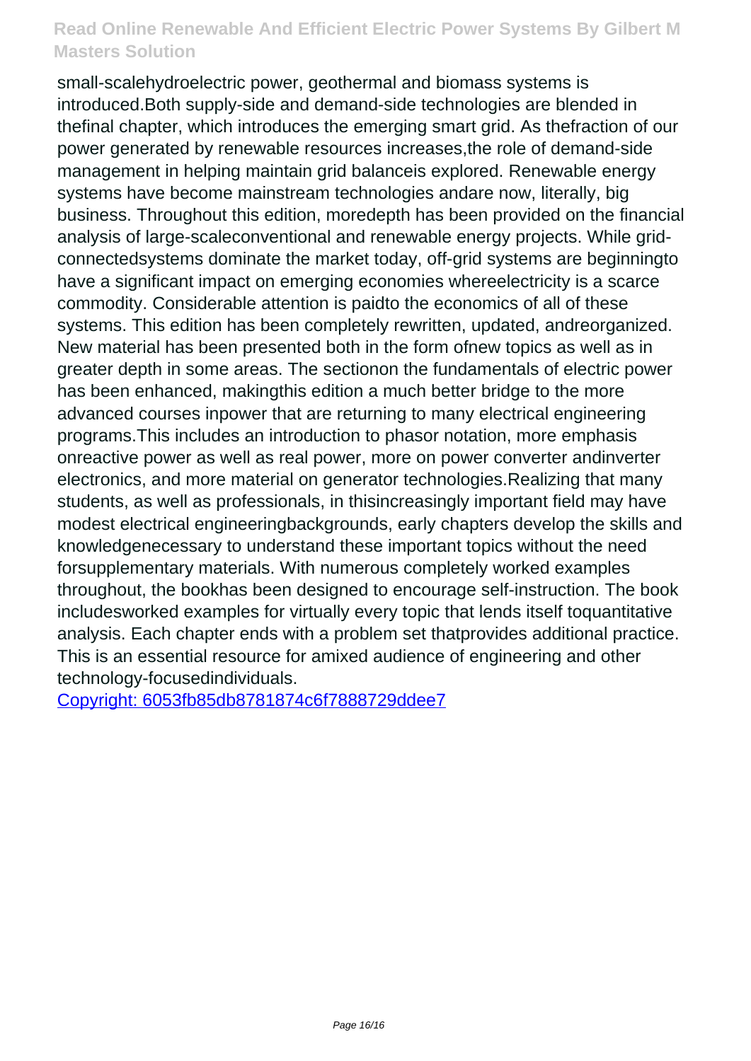small-scalehydroelectric power, geothermal and biomass systems is introduced.Both supply-side and demand-side technologies are blended in thefinal chapter, which introduces the emerging smart grid. As thefraction of our power generated by renewable resources increases,the role of demand-side management in helping maintain grid balanceis explored. Renewable energy systems have become mainstream technologies andare now, literally, big business. Throughout this edition, moredepth has been provided on the financial analysis of large-scaleconventional and renewable energy projects. While grid-connectedsystems dominate the market today, off-grid systems are beginningto have a significant impact on emerging economies whereelectricity is a scarce commodity. Considerable attention is paidto the economics of all of these systems. This edition has been completely rewritten, updated, andreorganized. New material has been presented both in the form ofnew topics as well as in greater depth in some areas. The sectionon the fundamentals of electric power has been enhanced, makingthis edition a much better bridge to the more advanced courses inpower that are returning to many electrical engineering programs.This includes an introduction to phasor notation, more emphasis onreactive power as well as real power, more on power converter andinverter electronics, and more material on generator technologies.Realizing that many students, as well as professionals, in thisincreasingly important field may have modest electrical engineeringbackgrounds, early chapters develop the skills and knowledgenecessary to understand these important topics without the need forsupplementary materials. With numerous completely worked examples throughout, the bookhas been designed to encourage self-instruction. The book includesworked examples for virtually every topic that lends itself toquantitative analysis. Each chapter ends with a problem set thatprovides additional practice. This is an essential resource for amixed audience of engineering and other technology-focusedindividuals.

Copyright: 6053fb85db8781874c6f7888729ddee7